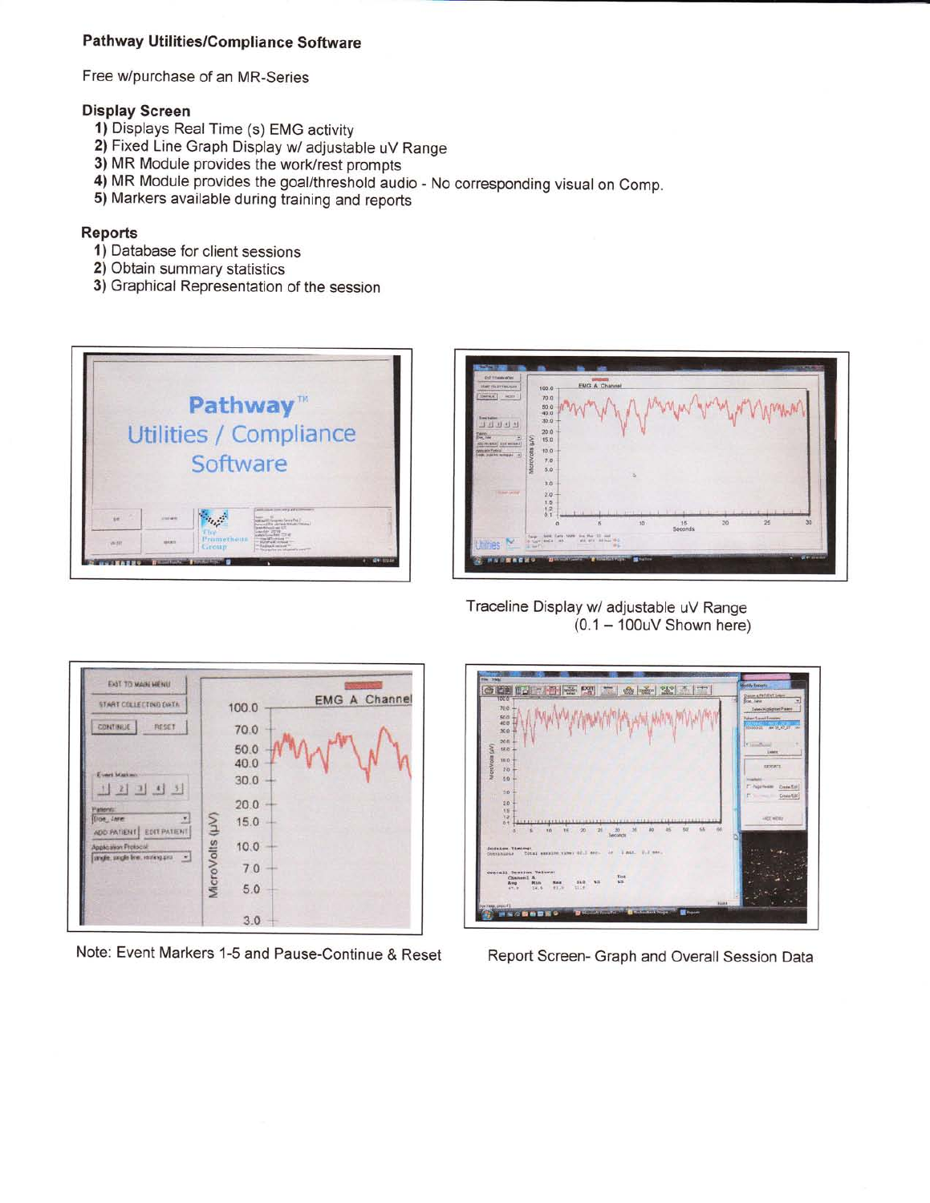## Pathway Utilities/Compliance Software

Free w/purchase of an MR-Series

### Display Screen

1) Displays Real Time (s) EMG activity
2) Fixed Line Graph Display w/ adjustable uV Range
3) MR Module provides the work/rest prompts
4) MR Module provides the goal/threshold audio - No corresponding visual on Comp.
5) Markers available during training and reports

### Reports

1) Database for client sessions
2) Obtain summary statistics
3) Graphical Representation of the session

Traceline Display w/ adjustable uV Range (0.1 – 100uV Shown here)

Note: Event Markers 1-5 and Pause-Continue & Reset

Report Screen- Graph and Overall Session Data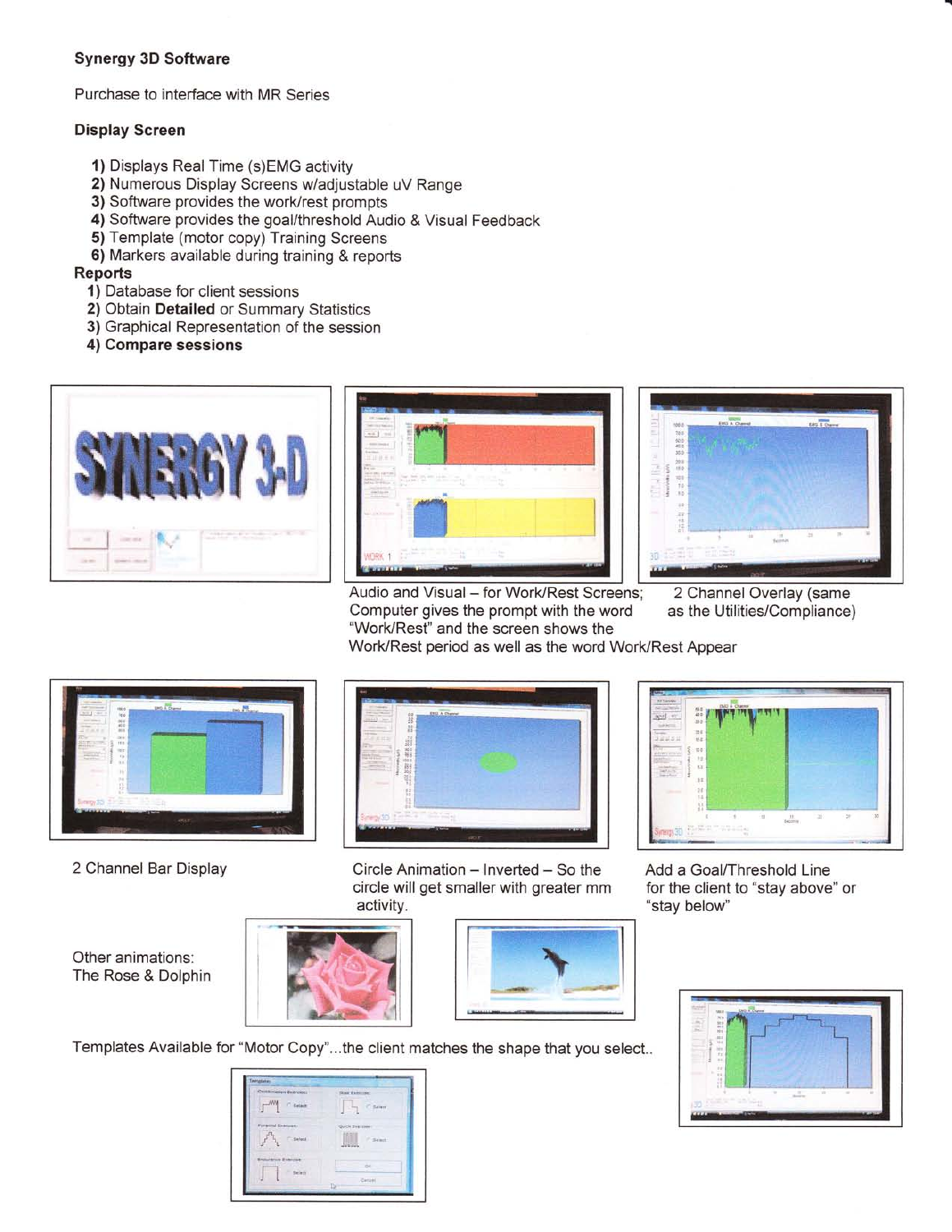**Synergy 3D Software**

Purchase to interface with MR Series

**Display Screen**

1) Displays Real Time (s)EMG activity
2) Numerous Display Screens w/adjustable uV Range
3) Software provides the work/rest prompts
4) Software provides the goal/threshold Audio & Visual Feedback
5) Template (motor copy) Training Screens
6) Markers available during training & reports

**Reports**

1) Database for client sessions
2) Obtain **Detailed** or Summary Statistics
3) Graphical Representation of the session
4) **Compare sessions**

Audio and Visual – for Work/Rest Screens; Computer gives the prompt with the word "Work/Rest" and the screen shows the Work/Rest period as well as the word Work/Rest Appear

2 Channel Overlay (same as the Utilities/Compliance)

2 Channel Bar Display

Circle Animation – Inverted – So the circle will get smaller with greater mm activity.

Add a Goal/Threshold Line for the client to "stay above" or "stay below"

Other animations: The Rose & Dolphin

Templates Available for "Motor Copy"...the client matches the shape that you select..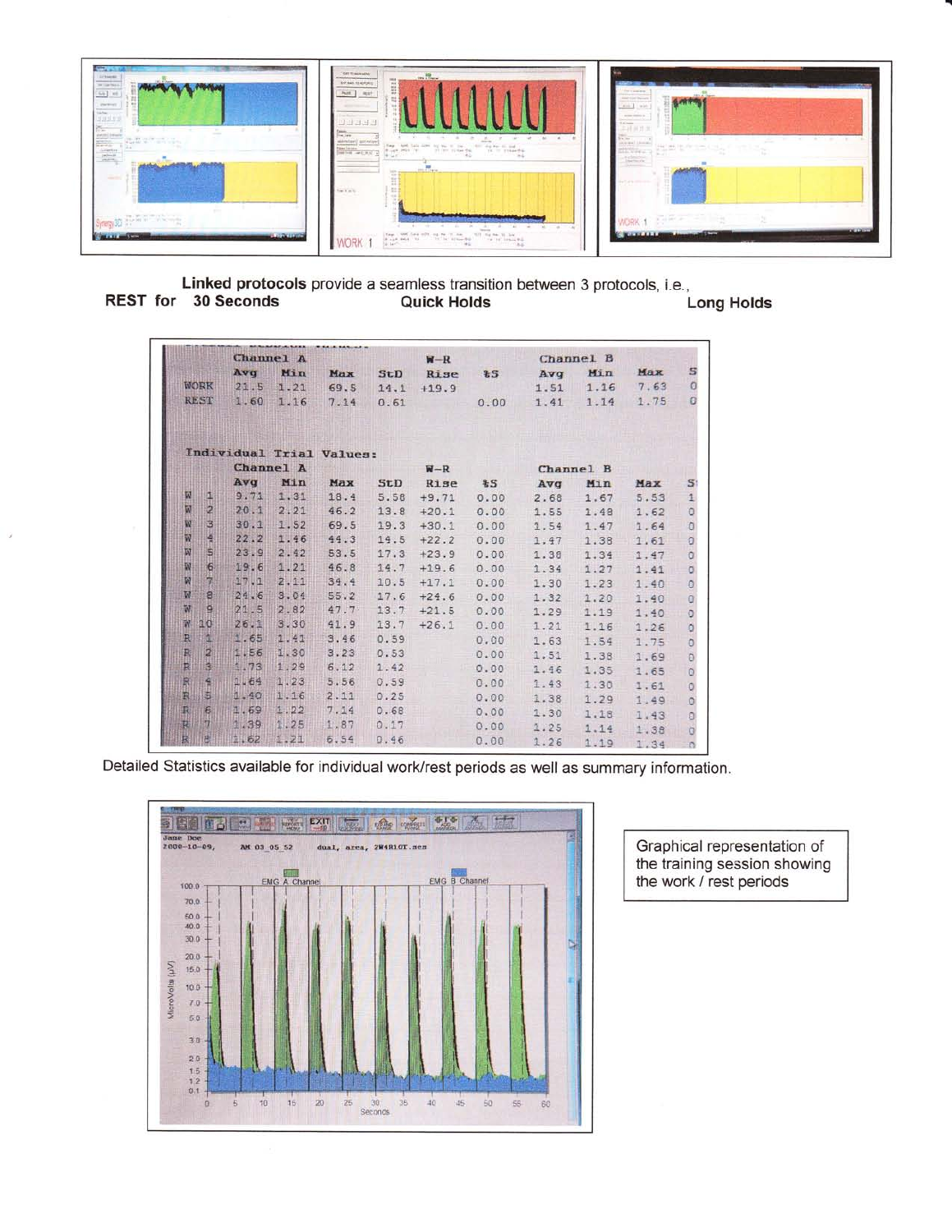**Linked protocols** provide a seamless transition between 3 protocols, i.e.,

**REST for 30 Seconds** **Quick Holds** **Long Holds**

| | Channel A | | | | W-R | | Channel B | | | S |
|---|---|---|---|---|---|---|---|---|---|---|
| | Avg | Min | Max | StD | Rise | %S | Avg | Min | Max | |
| WORK | 21.5 | 1.21 | 69.5 | 14.1 | +19.9 | | 1.51 | 1.16 | 7.63 | 0 |
| REST | 1.60 | 1.16 | 7.14 | 0.61 | | 0.00 | 1.41 | 1.14 | 1.75 | 0 |

Individual Trial Values:

| | Channel A | | | | W-R | | Channel B | | | S |
|---|---|---|---|---|---|---|---|---|---|---|
| | Avg | Min | Max | StD | Rise | %S | Avg | Min | Max | |
| W 1 | 9.71 | 1.31 | 18.4 | 5.58 | +9.71 | 0.00 | 2.68 | 1.67 | 5.53 | 1 |
| W 2 | 20.1 | 2.21 | 46.2 | 13.8 | +20.1 | 0.00 | 1.55 | 1.48 | 1.62 | 0 |
| W 3 | 30.1 | 1.52 | 69.5 | 19.3 | +30.1 | 0.00 | 1.54 | 1.47 | 1.64 | 0 |
| W 4 | 22.2 | 1.46 | 44.3 | 14.5 | +22.2 | 0.00 | 1.47 | 1.38 | 1.61 | 0 |
| W 5 | 23.9 | 2.42 | 53.5 | 17.3 | +23.9 | 0.00 | 1.38 | 1.34 | 1.47 | 0 |
| W 6 | 19.6 | 1.21 | 46.8 | 14.7 | +19.6 | 0.00 | 1.34 | 1.27 | 1.41 | 0 |
| W 7 | 17.1 | 2.11 | 34.4 | 10.5 | +17.1 | 0.00 | 1.30 | 1.23 | 1.40 | 0 |
| W 8 | 24.6 | 3.04 | 55.2 | 17.6 | +24.6 | 0.00 | 1.32 | 1.20 | 1.40 | 0 |
| W 9 | 21.5 | 2.82 | 47.7 | 13.7 | +21.5 | 0.00 | 1.29 | 1.19 | 1.40 | 0 |
| W 10 | 26.1 | 3.30 | 41.9 | 13.7 | +26.1 | 0.00 | 1.21 | 1.16 | 1.26 | 0 |
| R 1 | 1.65 | 1.41 | 3.46 | 0.59 | | 0.00 | 1.63 | 1.54 | 1.75 | 0 |
| R 2 | 1.56 | 1.30 | 3.23 | 0.53 | | 0.00 | 1.51 | 1.38 | 1.69 | 0 |
| R 3 | 1.73 | 1.29 | 6.12 | 1.42 | | 0.00 | 1.46 | 1.35 | 1.65 | 0 |
| R 4 | 1.64 | 1.23 | 5.56 | 0.59 | | 0.00 | 1.43 | 1.30 | 1.61 | 0 |
| R 5 | 1.40 | 1.16 | 2.11 | 0.25 | | 0.00 | 1.38 | 1.29 | 1.49 | 0 |
| R 6 | 1.69 | 1.22 | 7.14 | 0.68 | | 0.00 | 1.30 | 1.18 | 1.43 | 0 |
| R 7 | 1.39 | 1.25 | 1.87 | 0.17 | | 0.00 | 1.25 | 1.14 | 1.38 | 0 |
| R 8 | 1.62 | 1.21 | 6.54 | 0.46 | | 0.00 | 1.26 | 1.19 | 1.34 | 0 |

Detailed Statistics available for individual work/rest periods as well as summary information.

Graphical representation of the training session showing the work / rest periods